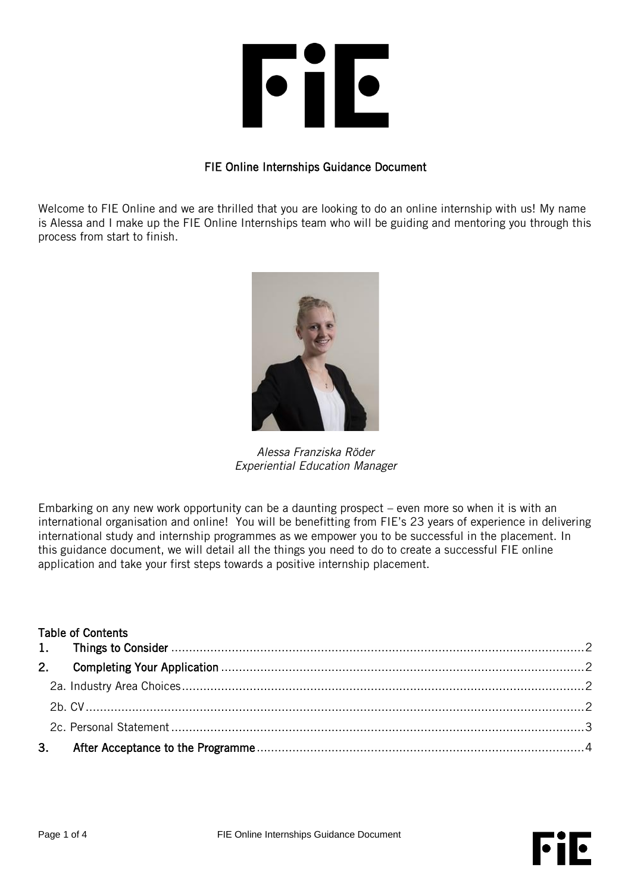# FIE Online Internships Guidance Document

Welcome to FIE Online and we are thrilled that you are looking to do an online internship with us! My name is Alessa and I make up the FIE Online Internships team who will be guiding and mentoring you through this process from start to finish.

*Alessa Franziska Röder*
*Experiential Education Manager*

Embarking on any new work opportunity can be a daunting prospect – even more so when it is with an international organisation and online! You will be benefitting from FIE's 23 years of experience in delivering international study and internship programmes as we empower you to be successful in the placement. In this guidance document, we will detail all the things you need to do to create a successful FIE online application and take your first steps towards a positive internship placement.

## Table of Contents

1. Things to Consider ........................................................ 2
2. Completing Your Application ........................................ 2
   - 2a. Industry Area Choices ............................................. 2
   - 2b. CV ......................................................................... 2
   - 2c. Personal Statement ................................................. 3
3. After Acceptance to the Programme ................................ 4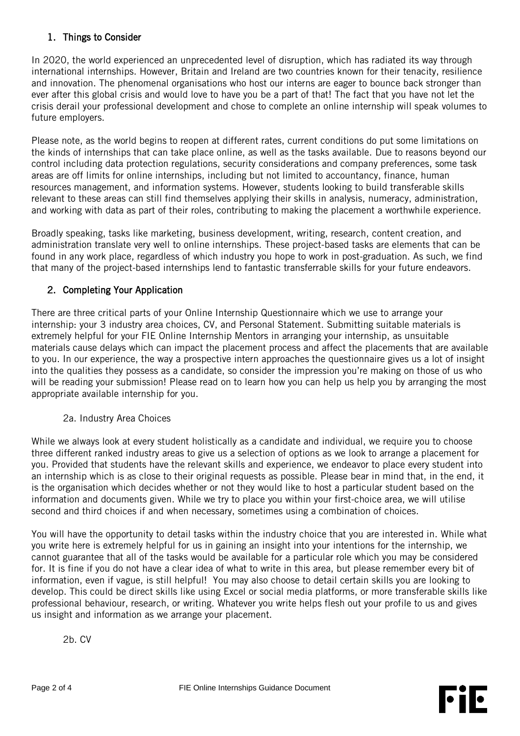## 1. Things to Consider

In 2020, the world experienced an unprecedented level of disruption, which has radiated its way through international internships. However, Britain and Ireland are two countries known for their tenacity, resilience and innovation. The phenomenal organisations who host our interns are eager to bounce back stronger than ever after this global crisis and would love to have you be a part of that! The fact that you have not let the crisis derail your professional development and chose to complete an online internship will speak volumes to future employers.

Please note, as the world begins to reopen at different rates, current conditions do put some limitations on the kinds of internships that can take place online, as well as the tasks available. Due to reasons beyond our control including data protection regulations, security considerations and company preferences, some task areas are off limits for online internships, including but not limited to accountancy, finance, human resources management, and information systems. However, students looking to build transferable skills relevant to these areas can still find themselves applying their skills in analysis, numeracy, administration, and working with data as part of their roles, contributing to making the placement a worthwhile experience.

Broadly speaking, tasks like marketing, business development, writing, research, content creation, and administration translate very well to online internships. These project-based tasks are elements that can be found in any work place, regardless of which industry you hope to work in post-graduation. As such, we find that many of the project-based internships lend to fantastic transferrable skills for your future endeavors.

## 2. Completing Your Application

There are three critical parts of your Online Internship Questionnaire which we use to arrange your internship: your 3 industry area choices, CV, and Personal Statement. Submitting suitable materials is extremely helpful for your FIE Online Internship Mentors in arranging your internship, as unsuitable materials cause delays which can impact the placement process and affect the placements that are available to you. In our experience, the way a prospective intern approaches the questionnaire gives us a lot of insight into the qualities they possess as a candidate, so consider the impression you're making on those of us who will be reading your submission! Please read on to learn how you can help us help you by arranging the most appropriate available internship for you.

### 2a. Industry Area Choices

While we always look at every student holistically as a candidate and individual, we require you to choose three different ranked industry areas to give us a selection of options as we look to arrange a placement for you. Provided that students have the relevant skills and experience, we endeavor to place every student into an internship which is as close to their original requests as possible. Please bear in mind that, in the end, it is the organisation which decides whether or not they would like to host a particular student based on the information and documents given. While we try to place you within your first-choice area, we will utilise second and third choices if and when necessary, sometimes using a combination of choices.

You will have the opportunity to detail tasks within the industry choice that you are interested in. While what you write here is extremely helpful for us in gaining an insight into your intentions for the internship, we cannot guarantee that all of the tasks would be available for a particular role which you may be considered for. It is fine if you do not have a clear idea of what to write in this area, but please remember every bit of information, even if vague, is still helpful! You may also choose to detail certain skills you are looking to develop. This could be direct skills like using Excel or social media platforms, or more transferable skills like professional behaviour, research, or writing. Whatever you write helps flesh out your profile to us and gives us insight and information as we arrange your placement.

### 2b. CV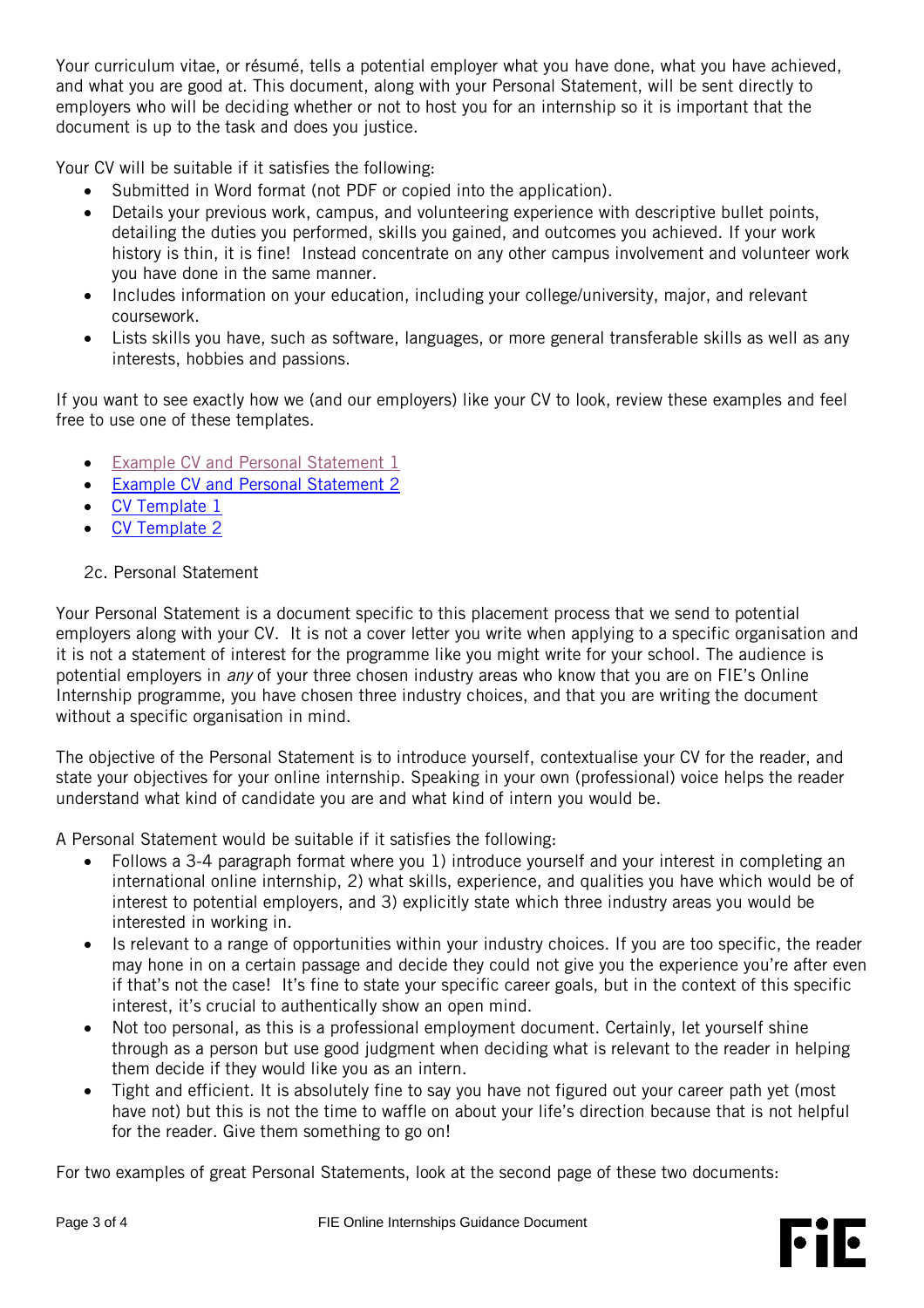Your curriculum vitae, or résumé, tells a potential employer what you have done, what you have achieved, and what you are good at. This document, along with your Personal Statement, will be sent directly to employers who will be deciding whether or not to host you for an internship so it is important that the document is up to the task and does you justice.

Your CV will be suitable if it satisfies the following:

- Submitted in Word format (not PDF or copied into the application).
- Details your previous work, campus, and volunteering experience with descriptive bullet points, detailing the duties you performed, skills you gained, and outcomes you achieved. If your work history is thin, it is fine! Instead concentrate on any other campus involvement and volunteer work you have done in the same manner.
- Includes information on your education, including your college/university, major, and relevant coursework.
- Lists skills you have, such as software, languages, or more general transferable skills as well as any interests, hobbies and passions.

If you want to see exactly how we (and our employers) like your CV to look, review these examples and feel free to use one of these templates.

- Example CV and Personal Statement 1
- Example CV and Personal Statement 2
- CV Template 1
- CV Template 2

### 2c. Personal Statement

Your Personal Statement is a document specific to this placement process that we send to potential employers along with your CV. It is not a cover letter you write when applying to a specific organisation and it is not a statement of interest for the programme like you might write for your school. The audience is potential employers in *any* of your three chosen industry areas who know that you are on FIE's Online Internship programme, you have chosen three industry choices, and that you are writing the document without a specific organisation in mind.

The objective of the Personal Statement is to introduce yourself, contextualise your CV for the reader, and state your objectives for your online internship. Speaking in your own (professional) voice helps the reader understand what kind of candidate you are and what kind of intern you would be.

A Personal Statement would be suitable if it satisfies the following:

- Follows a 3-4 paragraph format where you 1) introduce yourself and your interest in completing an international online internship, 2) what skills, experience, and qualities you have which would be of interest to potential employers, and 3) explicitly state which three industry areas you would be interested in working in.
- Is relevant to a range of opportunities within your industry choices. If you are too specific, the reader may hone in on a certain passage and decide they could not give you the experience you're after even if that's not the case! It's fine to state your specific career goals, but in the context of this specific interest, it's crucial to authentically show an open mind.
- Not too personal, as this is a professional employment document. Certainly, let yourself shine through as a person but use good judgment when deciding what is relevant to the reader in helping them decide if they would like you as an intern.
- Tight and efficient. It is absolutely fine to say you have not figured out your career path yet (most have not) but this is not the time to waffle on about your life's direction because that is not helpful for the reader. Give them something to go on!

For two examples of great Personal Statements, look at the second page of these two documents: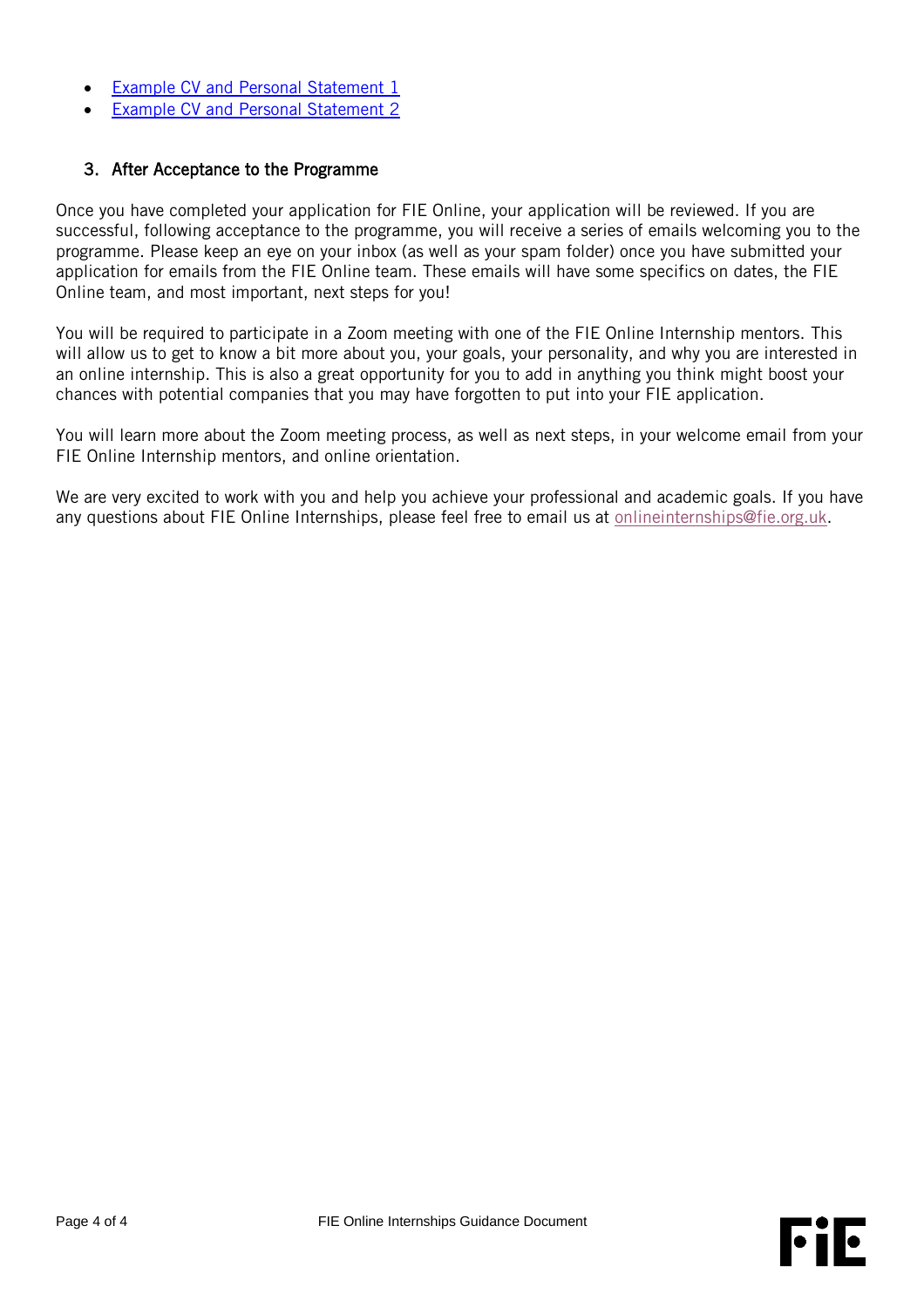- [Example CV and Personal Statement 1]
- [Example CV and Personal Statement 2]

## 3. After Acceptance to the Programme

Once you have completed your application for FIE Online, your application will be reviewed. If you are successful, following acceptance to the programme, you will receive a series of emails welcoming you to the programme. Please keep an eye on your inbox (as well as your spam folder) once you have submitted your application for emails from the FIE Online team. These emails will have some specifics on dates, the FIE Online team, and most important, next steps for you!

You will be required to participate in a Zoom meeting with one of the FIE Online Internship mentors. This will allow us to get to know a bit more about you, your goals, your personality, and why you are interested in an online internship. This is also a great opportunity for you to add in anything you think might boost your chances with potential companies that you may have forgotten to put into your FIE application.

You will learn more about the Zoom meeting process, as well as next steps, in your welcome email from your FIE Online Internship mentors, and online orientation.

We are very excited to work with you and help you achieve your professional and academic goals. If you have any questions about FIE Online Internships, please feel free to email us at onlineinternships@fie.org.uk.